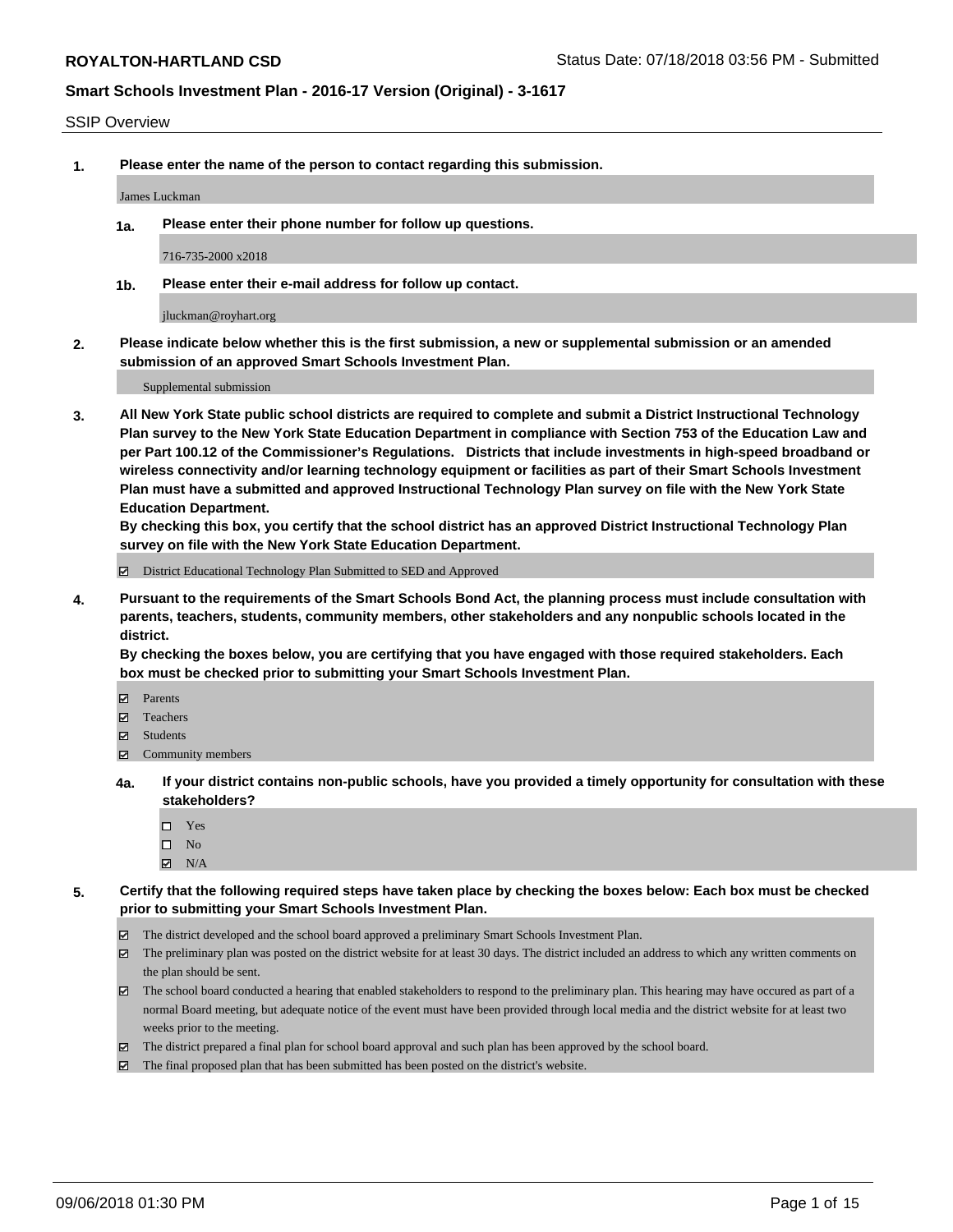**ROYALTON-HARTLAND CSD** Status Date: 07/18/2018 03:56 PM - Submitted

**Smart Schools Investment Plan - 2016-17 Version (Original) - 3-1617**

SSIP Overview

**1. Please enter the name of the person to contact regarding this submission.**

James Luckman

**1a. Please enter their phone number for follow up questions.**

716-735-2000 x2018

**1b. Please enter their e-mail address for follow up contact.**

jluckman@royhart.org

**2. Please indicate below whether this is the first submission, a new or supplemental submission or an amended submission of an approved Smart Schools Investment Plan.**

Supplemental submission

**3. All New York State public school districts are required to complete and submit a District Instructional Technology Plan survey to the New York State Education Department in compliance with Section 753 of the Education Law and per Part 100.12 of the Commissioner's Regulations. Districts that include investments in high-speed broadband or wireless connectivity and/or learning technology equipment or facilities as part of their Smart Schools Investment Plan must have a submitted and approved Instructional Technology Plan survey on file with the New York State Education Department.**
**By checking this box, you certify that the school district has an approved District Instructional Technology Plan survey on file with the New York State Education Department.**

☑ District Educational Technology Plan Submitted to SED and Approved

**4. Pursuant to the requirements of the Smart Schools Bond Act, the planning process must include consultation with parents, teachers, students, community members, other stakeholders and any nonpublic schools located in the district.**
**By checking the boxes below, you are certifying that you have engaged with those required stakeholders. Each box must be checked prior to submitting your Smart Schools Investment Plan.**

☑ Parents
☑ Teachers
☑ Students
☑ Community members

**4a. If your district contains non-public schools, have you provided a timely opportunity for consultation with these stakeholders?**

☐ Yes
☐ No
☑ N/A

**5. Certify that the following required steps have taken place by checking the boxes below: Each box must be checked prior to submitting your Smart Schools Investment Plan.**

☑ The district developed and the school board approved a preliminary Smart Schools Investment Plan.
☑ The preliminary plan was posted on the district website for at least 30 days. The district included an address to which any written comments on the plan should be sent.
☑ The school board conducted a hearing that enabled stakeholders to respond to the preliminary plan. This hearing may have occured as part of a normal Board meeting, but adequate notice of the event must have been provided through local media and the district website for at least two weeks prior to the meeting.
☑ The district prepared a final plan for school board approval and such plan has been approved by the school board.
☑ The final proposed plan that has been submitted has been posted on the district's website.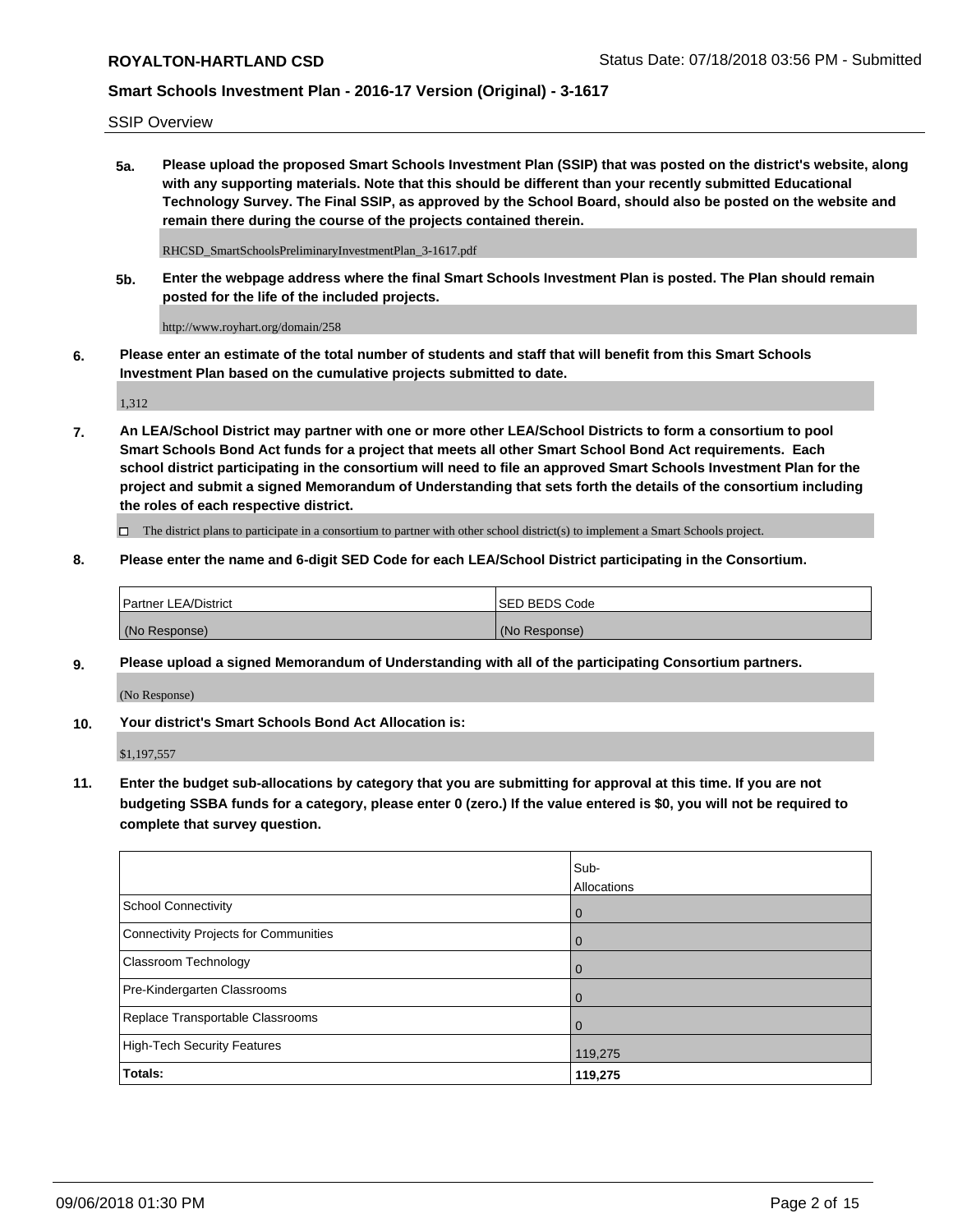SSIP Overview

**5a. Please upload the proposed Smart Schools Investment Plan (SSIP) that was posted on the district's website, along with any supporting materials. Note that this should be different than your recently submitted Educational Technology Survey. The Final SSIP, as approved by the School Board, should also be posted on the website and remain there during the course of the projects contained therein.**

RHCSD_SmartSchoolsPreliminaryInvestmentPlan_3-1617.pdf

**5b. Enter the webpage address where the final Smart Schools Investment Plan is posted. The Plan should remain posted for the life of the included projects.**

http://www.royhart.org/domain/258

**6. Please enter an estimate of the total number of students and staff that will benefit from this Smart Schools Investment Plan based on the cumulative projects submitted to date.**

1,312

**7. An LEA/School District may partner with one or more other LEA/School Districts to form a consortium to pool Smart Schools Bond Act funds for a project that meets all other Smart School Bond Act requirements. Each school district participating in the consortium will need to file an approved Smart Schools Investment Plan for the project and submit a signed Memorandum of Understanding that sets forth the details of the consortium including the roles of each respective district.**

☐ The district plans to participate in a consortium to partner with other school district(s) to implement a Smart Schools project.

**8. Please enter the name and 6-digit SED Code for each LEA/School District participating in the Consortium.**

| Partner LEA/District | SED BEDS Code |
|---|---|
| (No Response) | (No Response) |

**9. Please upload a signed Memorandum of Understanding with all of the participating Consortium partners.**

(No Response)

**10. Your district's Smart Schools Bond Act Allocation is:**

$1,197,557

**11. Enter the budget sub-allocations by category that you are submitting for approval at this time. If you are not budgeting SSBA funds for a category, please enter 0 (zero.) If the value entered is $0, you will not be required to complete that survey question.**

| | Sub-Allocations |
|---|---|
| School Connectivity | 0 |
| Connectivity Projects for Communities | 0 |
| Classroom Technology | 0 |
| Pre-Kindergarten Classrooms | 0 |
| Replace Transportable Classrooms | 0 |
| High-Tech Security Features | 119,275 |
| **Totals:** | **119,275** |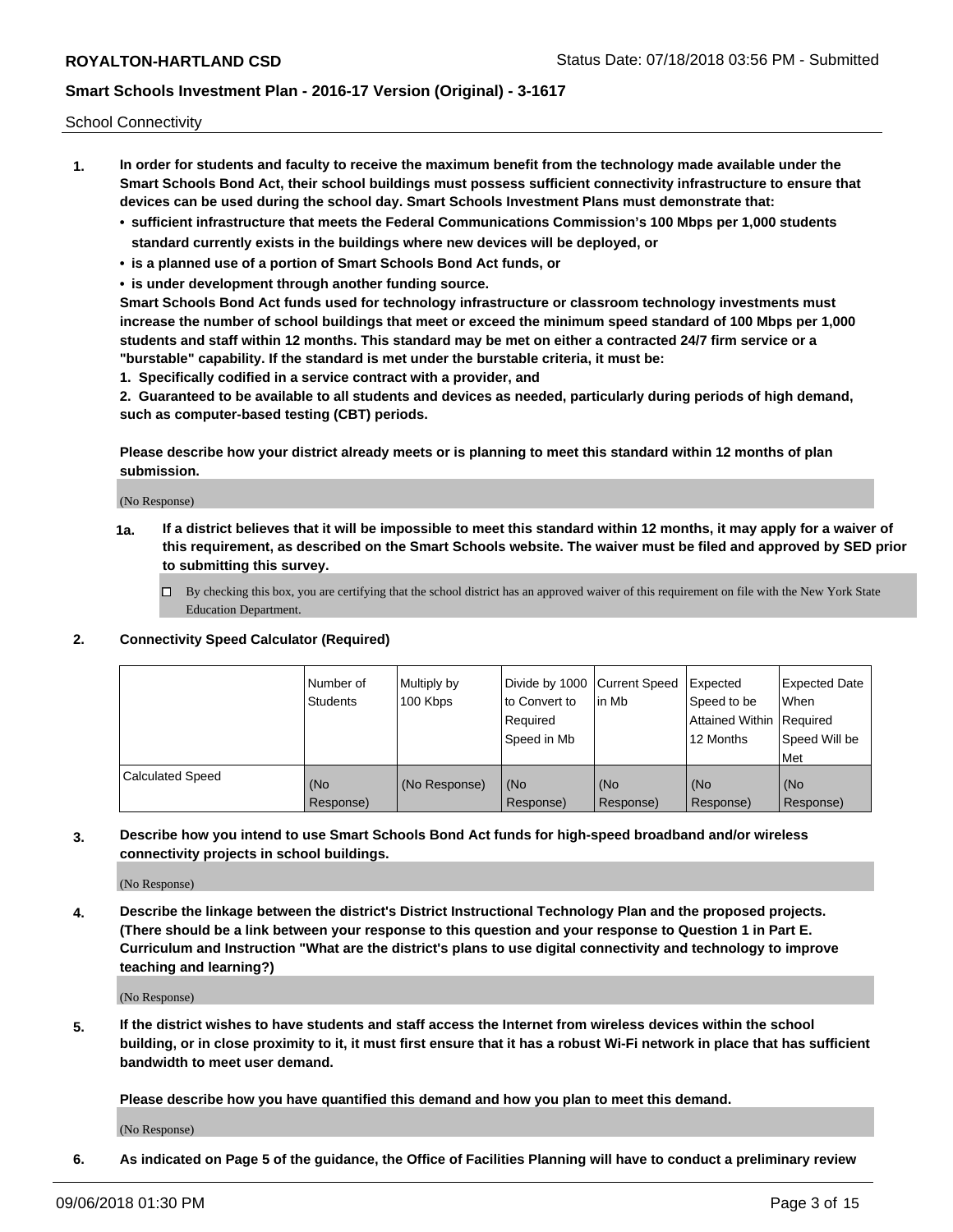School Connectivity

1. **In order for students and faculty to receive the maximum benefit from the technology made available under the Smart Schools Bond Act, their school buildings must possess sufficient connectivity infrastructure to ensure that devices can be used during the school day. Smart Schools Investment Plans must demonstrate that:**
   - **sufficient infrastructure that meets the Federal Communications Commission's 100 Mbps per 1,000 students standard currently exists in the buildings where new devices will be deployed, or**
   - **is a planned use of a portion of Smart Schools Bond Act funds, or**
   - **is under development through another funding source.**

   **Smart Schools Bond Act funds used for technology infrastructure or classroom technology investments must increase the number of school buildings that meet or exceed the minimum speed standard of 100 Mbps per 1,000 students and staff within 12 months. This standard may be met on either a contracted 24/7 firm service or a "burstable" capability. If the standard is met under the burstable criteria, it must be:**

   **1. Specifically codified in a service contract with a provider, and**

   **2. Guaranteed to be available to all students and devices as needed, particularly during periods of high demand, such as computer-based testing (CBT) periods.**

   **Please describe how your district already meets or is planning to meet this standard within 12 months of plan submission.**

   (No Response)

   **1a. If a district believes that it will be impossible to meet this standard within 12 months, it may apply for a waiver of this requirement, as described on the Smart Schools website. The waiver must be filed and approved by SED prior to submitting this survey.**

   ☐ By checking this box, you are certifying that the school district has an approved waiver of this requirement on file with the New York State Education Department.

2. **Connectivity Speed Calculator (Required)**

| | Number of Students | Multiply by 100 Kbps | Divide by 1000 to Convert to Required Speed in Mb | Current Speed in Mb | Expected Speed to be Attained Within 12 Months | Expected Date When Required Speed Will be Met |
|---|---|---|---|---|---|---|
| Calculated Speed | (No Response) | (No Response) | (No Response) | (No Response) | (No Response) | (No Response) |

3. **Describe how you intend to use Smart Schools Bond Act funds for high-speed broadband and/or wireless connectivity projects in school buildings.**

   (No Response)

4. **Describe the linkage between the district's District Instructional Technology Plan and the proposed projects. (There should be a link between your response to this question and your response to Question 1 in Part E. Curriculum and Instruction "What are the district's plans to use digital connectivity and technology to improve teaching and learning?)**

   (No Response)

5. **If the district wishes to have students and staff access the Internet from wireless devices within the school building, or in close proximity to it, it must first ensure that it has a robust Wi-Fi network in place that has sufficient bandwidth to meet user demand.**

   **Please describe how you have quantified this demand and how you plan to meet this demand.**

   (No Response)

6. **As indicated on Page 5 of the guidance, the Office of Facilities Planning will have to conduct a preliminary review**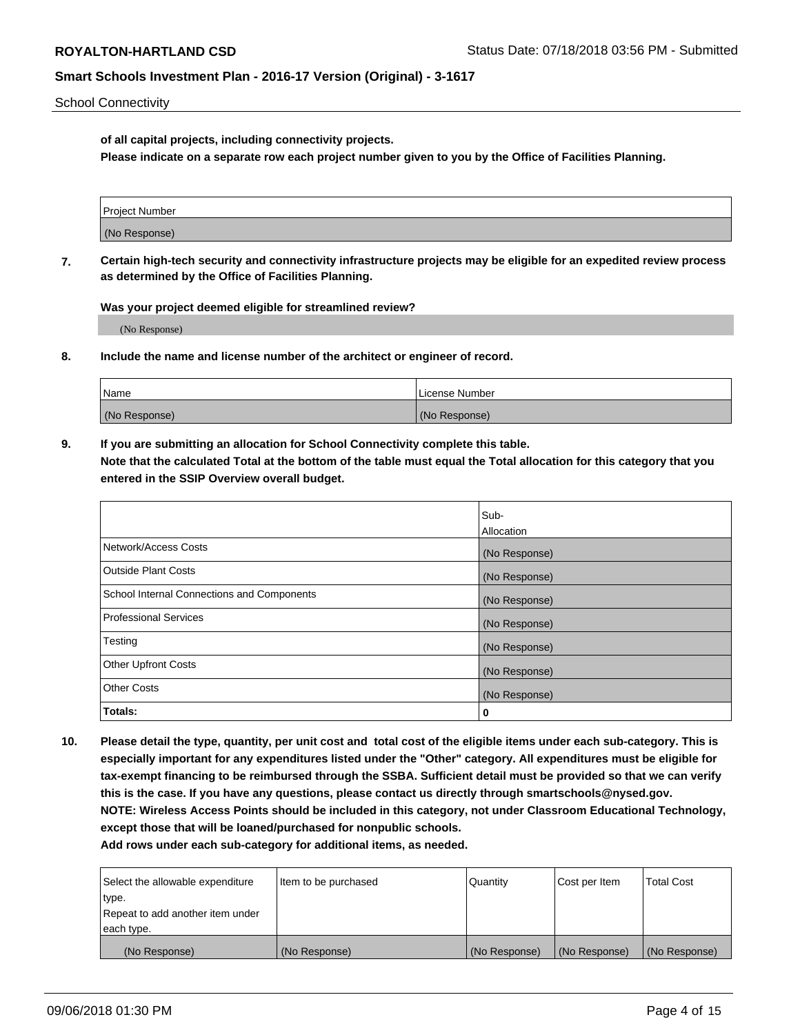School Connectivity

**of all capital projects, including connectivity projects.**
**Please indicate on a separate row each project number given to you by the Office of Facilities Planning.**

| Project Number |
| --- |
| (No Response) |

**7. Certain high-tech security and connectivity infrastructure projects may be eligible for an expedited review process as determined by the Office of Facilities Planning.**

**Was your project deemed eligible for streamlined review?**

(No Response)

**8. Include the name and license number of the architect or engineer of record.**

| Name | License Number |
| --- | --- |
| (No Response) | (No Response) |

**9. If you are submitting an allocation for School Connectivity complete this table.**
**Note that the calculated Total at the bottom of the table must equal the Total allocation for this category that you entered in the SSIP Overview overall budget.**

| | Sub-Allocation |
| --- | --- |
| Network/Access Costs | (No Response) |
| Outside Plant Costs | (No Response) |
| School Internal Connections and Components | (No Response) |
| Professional Services | (No Response) |
| Testing | (No Response) |
| Other Upfront Costs | (No Response) |
| Other Costs | (No Response) |
| **Totals:** | **0** |

**10. Please detail the type, quantity, per unit cost and total cost of the eligible items under each sub-category. This is especially important for any expenditures listed under the "Other" category. All expenditures must be eligible for tax-exempt financing to be reimbursed through the SSBA. Sufficient detail must be provided so that we can verify this is the case. If you have any questions, please contact us directly through smartschools@nysed.gov.**
**NOTE: Wireless Access Points should be included in this category, not under Classroom Educational Technology, except those that will be loaned/purchased for nonpublic schools.**
**Add rows under each sub-category for additional items, as needed.**

| Select the allowable expenditure type. Repeat to add another item under each type. | Item to be purchased | Quantity | Cost per Item | Total Cost |
| --- | --- | --- | --- | --- |
| (No Response) | (No Response) | (No Response) | (No Response) | (No Response) |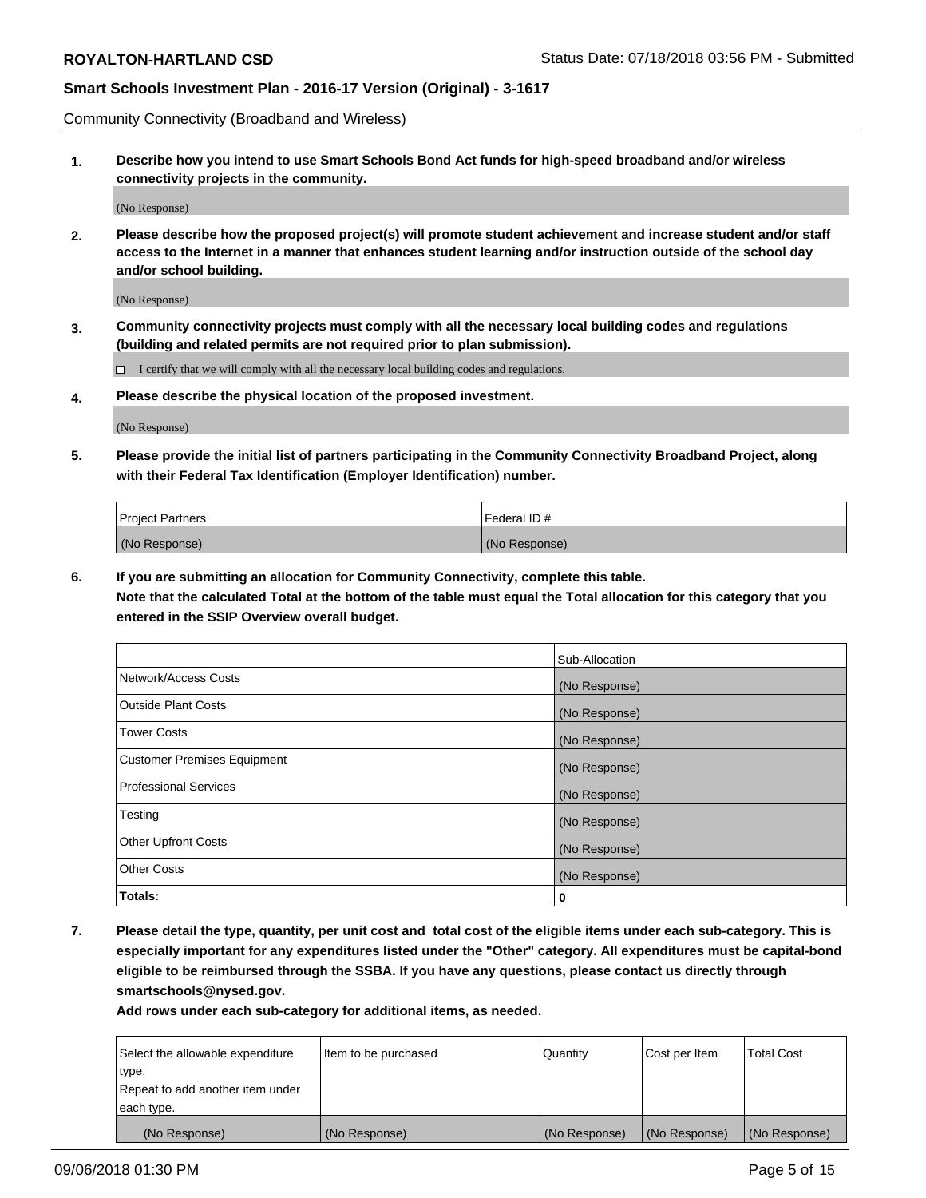Community Connectivity (Broadband and Wireless)

**1. Describe how you intend to use Smart Schools Bond Act funds for high-speed broadband and/or wireless connectivity projects in the community.**

(No Response)

**2. Please describe how the proposed project(s) will promote student achievement and increase student and/or staff access to the Internet in a manner that enhances student learning and/or instruction outside of the school day and/or school building.**

(No Response)

**3. Community connectivity projects must comply with all the necessary local building codes and regulations (building and related permits are not required prior to plan submission).**

☐ I certify that we will comply with all the necessary local building codes and regulations.

**4. Please describe the physical location of the proposed investment.**

(No Response)

**5. Please provide the initial list of partners participating in the Community Connectivity Broadband Project, along with their Federal Tax Identification (Employer Identification) number.**

| Project Partners | Federal ID # |
|---|---|
| (No Response) | (No Response) |

**6. If you are submitting an allocation for Community Connectivity, complete this table.**
**Note that the calculated Total at the bottom of the table must equal the Total allocation for this category that you entered in the SSIP Overview overall budget.**

| | Sub-Allocation |
|---|---|
| Network/Access Costs | (No Response) |
| Outside Plant Costs | (No Response) |
| Tower Costs | (No Response) |
| Customer Premises Equipment | (No Response) |
| Professional Services | (No Response) |
| Testing | (No Response) |
| Other Upfront Costs | (No Response) |
| Other Costs | (No Response) |
| **Totals:** | **0** |

**7. Please detail the type, quantity, per unit cost and total cost of the eligible items under each sub-category. This is especially important for any expenditures listed under the "Other" category. All expenditures must be capital-bond eligible to be reimbursed through the SSBA. If you have any questions, please contact us directly through smartschools@nysed.gov.**

**Add rows under each sub-category for additional items, as needed.**

| Select the allowable expenditure type. Repeat to add another item under each type. | Item to be purchased | Quantity | Cost per Item | Total Cost |
|---|---|---|---|---|
| (No Response) | (No Response) | (No Response) | (No Response) | (No Response) |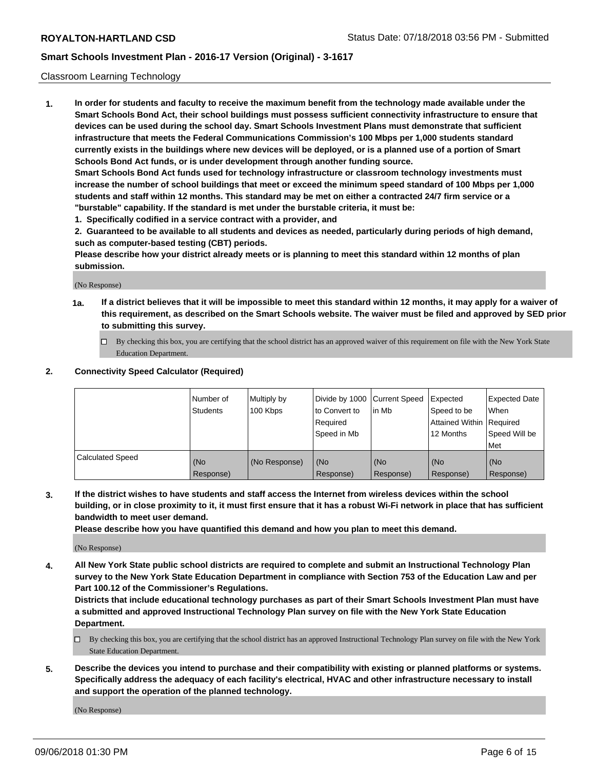## Classroom Learning Technology

**1. In order for students and faculty to receive the maximum benefit from the technology made available under the Smart Schools Bond Act, their school buildings must possess sufficient connectivity infrastructure to ensure that devices can be used during the school day. Smart Schools Investment Plans must demonstrate that sufficient infrastructure that meets the Federal Communications Commission's 100 Mbps per 1,000 students standard currently exists in the buildings where new devices will be deployed, or is a planned use of a portion of Smart Schools Bond Act funds, or is under development through another funding source.**

**Smart Schools Bond Act funds used for technology infrastructure or classroom technology investments must increase the number of school buildings that meet or exceed the minimum speed standard of 100 Mbps per 1,000 students and staff within 12 months. This standard may be met on either a contracted 24/7 firm service or a "burstable" capability. If the standard is met under the burstable criteria, it must be:**

**1. Specifically codified in a service contract with a provider, and**

**2. Guaranteed to be available to all students and devices as needed, particularly during periods of high demand, such as computer-based testing (CBT) periods.**

**Please describe how your district already meets or is planning to meet this standard within 12 months of plan submission.**

(No Response)

**1a. If a district believes that it will be impossible to meet this standard within 12 months, it may apply for a waiver of this requirement, as described on the Smart Schools website. The waiver must be filed and approved by SED prior to submitting this survey.**

☐ By checking this box, you are certifying that the school district has an approved waiver of this requirement on file with the New York State Education Department.

**2. Connectivity Speed Calculator (Required)**

| | Number of Students | Multiply by 100 Kbps | Divide by 1000 to Convert to Required Speed in Mb | Current Speed in Mb | Expected Speed to be Attained Within 12 Months | Expected Date When Required Speed Will be Met |
|---|---|---|---|---|---|---|
| Calculated Speed | (No Response) | (No Response) | (No Response) | (No Response) | (No Response) | (No Response) |

**3. If the district wishes to have students and staff access the Internet from wireless devices within the school building, or in close proximity to it, it must first ensure that it has a robust Wi-Fi network in place that has sufficient bandwidth to meet user demand.**

**Please describe how you have quantified this demand and how you plan to meet this demand.**

(No Response)

**4. All New York State public school districts are required to complete and submit an Instructional Technology Plan survey to the New York State Education Department in compliance with Section 753 of the Education Law and per Part 100.12 of the Commissioner's Regulations.**

**Districts that include educational technology purchases as part of their Smart Schools Investment Plan must have a submitted and approved Instructional Technology Plan survey on file with the New York State Education Department.**

☐ By checking this box, you are certifying that the school district has an approved Instructional Technology Plan survey on file with the New York State Education Department.

**5. Describe the devices you intend to purchase and their compatibility with existing or planned platforms or systems. Specifically address the adequacy of each facility's electrical, HVAC and other infrastructure necessary to install and support the operation of the planned technology.**

(No Response)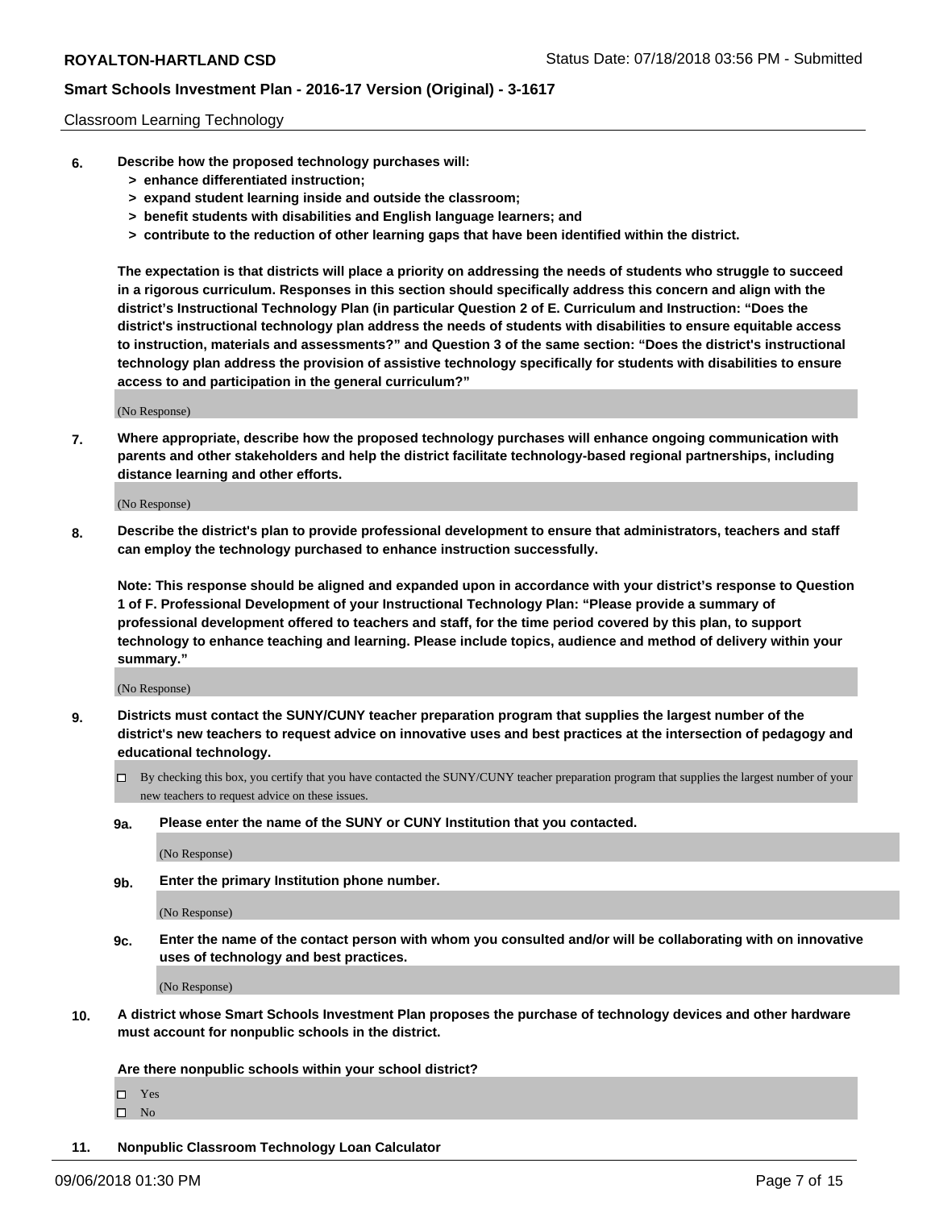Classroom Learning Technology

6. **Describe how the proposed technology purchases will:**
   - **> enhance differentiated instruction;**
   - **> expand student learning inside and outside the classroom;**
   - **> benefit students with disabilities and English language learners; and**
   - **> contribute to the reduction of other learning gaps that have been identified within the district.**

   **The expectation is that districts will place a priority on addressing the needs of students who struggle to succeed in a rigorous curriculum. Responses in this section should specifically address this concern and align with the district's Instructional Technology Plan (in particular Question 2 of E. Curriculum and Instruction: "Does the district's instructional technology plan address the needs of students with disabilities to ensure equitable access to instruction, materials and assessments?" and Question 3 of the same section: "Does the district's instructional technology plan address the provision of assistive technology specifically for students with disabilities to ensure access to and participation in the general curriculum?"**

   (No Response)

7. **Where appropriate, describe how the proposed technology purchases will enhance ongoing communication with parents and other stakeholders and help the district facilitate technology-based regional partnerships, including distance learning and other efforts.**

   (No Response)

8. **Describe the district's plan to provide professional development to ensure that administrators, teachers and staff can employ the technology purchased to enhance instruction successfully.**

   **Note: This response should be aligned and expanded upon in accordance with your district's response to Question 1 of F. Professional Development of your Instructional Technology Plan: "Please provide a summary of professional development offered to teachers and staff, for the time period covered by this plan, to support technology to enhance teaching and learning. Please include topics, audience and method of delivery within your summary."**

   (No Response)

9. **Districts must contact the SUNY/CUNY teacher preparation program that supplies the largest number of the district's new teachers to request advice on innovative uses and best practices at the intersection of pedagogy and educational technology.**

   ☐ By checking this box, you certify that you have contacted the SUNY/CUNY teacher preparation program that supplies the largest number of your new teachers to request advice on these issues.

   **9a. Please enter the name of the SUNY or CUNY Institution that you contacted.**

   (No Response)

   **9b. Enter the primary Institution phone number.**

   (No Response)

   **9c. Enter the name of the contact person with whom you consulted and/or will be collaborating with on innovative uses of technology and best practices.**

   (No Response)

10. **A district whose Smart Schools Investment Plan proposes the purchase of technology devices and other hardware must account for nonpublic schools in the district.**

    **Are there nonpublic schools within your school district?**

    ☐ Yes
    ☐ No

11. **Nonpublic Classroom Technology Loan Calculator**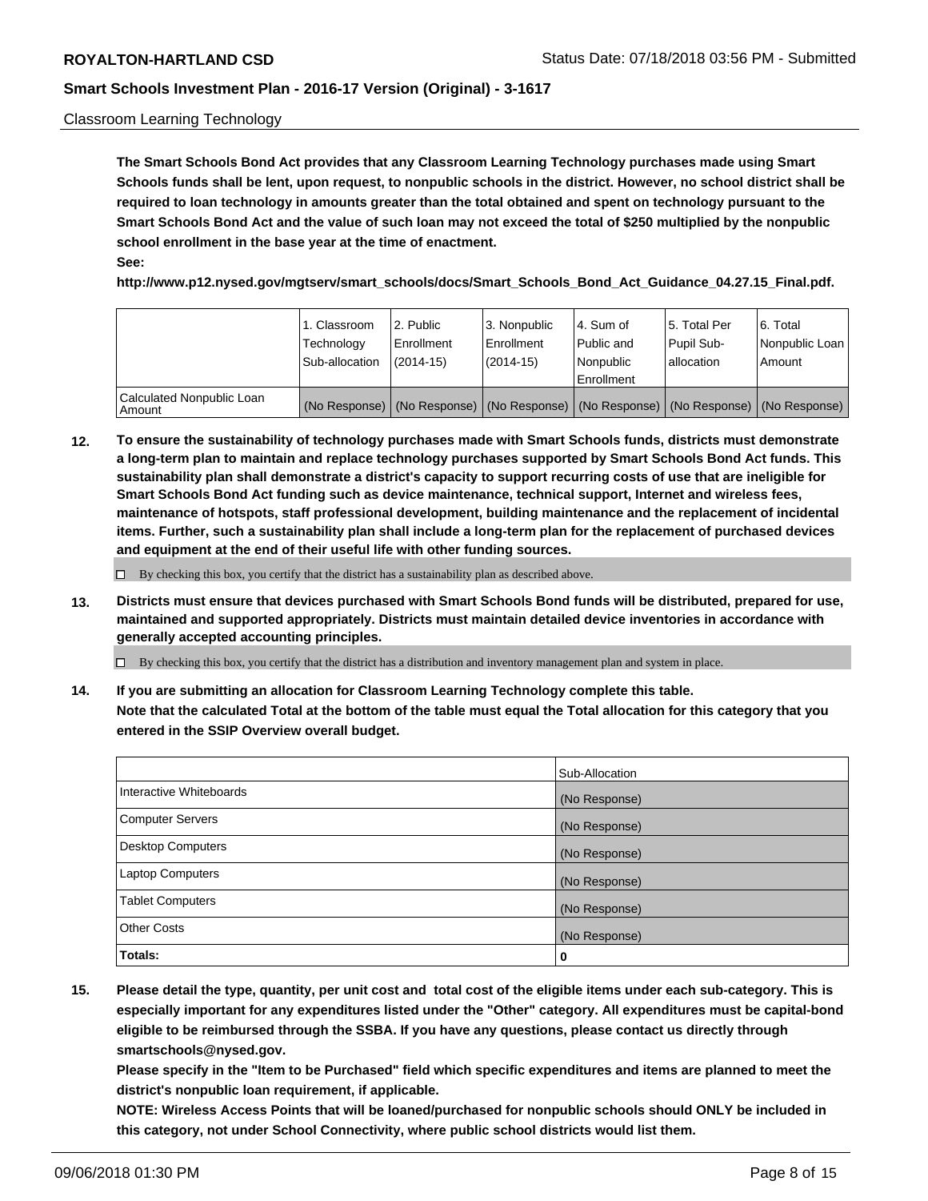Classroom Learning Technology

**The Smart Schools Bond Act provides that any Classroom Learning Technology purchases made using Smart Schools funds shall be lent, upon request, to nonpublic schools in the district. However, no school district shall be required to loan technology in amounts greater than the total obtained and spent on technology pursuant to the Smart Schools Bond Act and the value of such loan may not exceed the total of $250 multiplied by the nonpublic school enrollment in the base year at the time of enactment.**

**See:**

**http://www.p12.nysed.gov/mgtserv/smart_schools/docs/Smart_Schools_Bond_Act_Guidance_04.27.15_Final.pdf.**

| | 1. Classroom Technology Sub-allocation | 2. Public Enrollment (2014-15) | 3. Nonpublic Enrollment (2014-15) | 4. Sum of Public and Nonpublic Enrollment | 5. Total Per Pupil Sub-allocation | 6. Total Nonpublic Loan Amount |
|---|---|---|---|---|---|---|
| Calculated Nonpublic Loan Amount | (No Response) | (No Response) | (No Response) | (No Response) | (No Response) | (No Response) |

**12. To ensure the sustainability of technology purchases made with Smart Schools funds, districts must demonstrate a long-term plan to maintain and replace technology purchases supported by Smart Schools Bond Act funds. This sustainability plan shall demonstrate a district's capacity to support recurring costs of use that are ineligible for Smart Schools Bond Act funding such as device maintenance, technical support, Internet and wireless fees, maintenance of hotspots, staff professional development, building maintenance and the replacement of incidental items. Further, such a sustainability plan shall include a long-term plan for the replacement of purchased devices and equipment at the end of their useful life with other funding sources.**

☐ By checking this box, you certify that the district has a sustainability plan as described above.

**13. Districts must ensure that devices purchased with Smart Schools Bond funds will be distributed, prepared for use, maintained and supported appropriately. Districts must maintain detailed device inventories in accordance with generally accepted accounting principles.**

☐ By checking this box, you certify that the district has a distribution and inventory management plan and system in place.

**14. If you are submitting an allocation for Classroom Learning Technology complete this table.**
**Note that the calculated Total at the bottom of the table must equal the Total allocation for this category that you entered in the SSIP Overview overall budget.**

| | Sub-Allocation |
|---|---|
| Interactive Whiteboards | (No Response) |
| Computer Servers | (No Response) |
| Desktop Computers | (No Response) |
| Laptop Computers | (No Response) |
| Tablet Computers | (No Response) |
| Other Costs | (No Response) |
| **Totals:** | **0** |

**15. Please detail the type, quantity, per unit cost and total cost of the eligible items under each sub-category. This is especially important for any expenditures listed under the "Other" category. All expenditures must be capital-bond eligible to be reimbursed through the SSBA. If you have any questions, please contact us directly through smartschools@nysed.gov.**

**Please specify in the "Item to be Purchased" field which specific expenditures and items are planned to meet the district's nonpublic loan requirement, if applicable.**

**NOTE: Wireless Access Points that will be loaned/purchased for nonpublic schools should ONLY be included in this category, not under School Connectivity, where public school districts would list them.**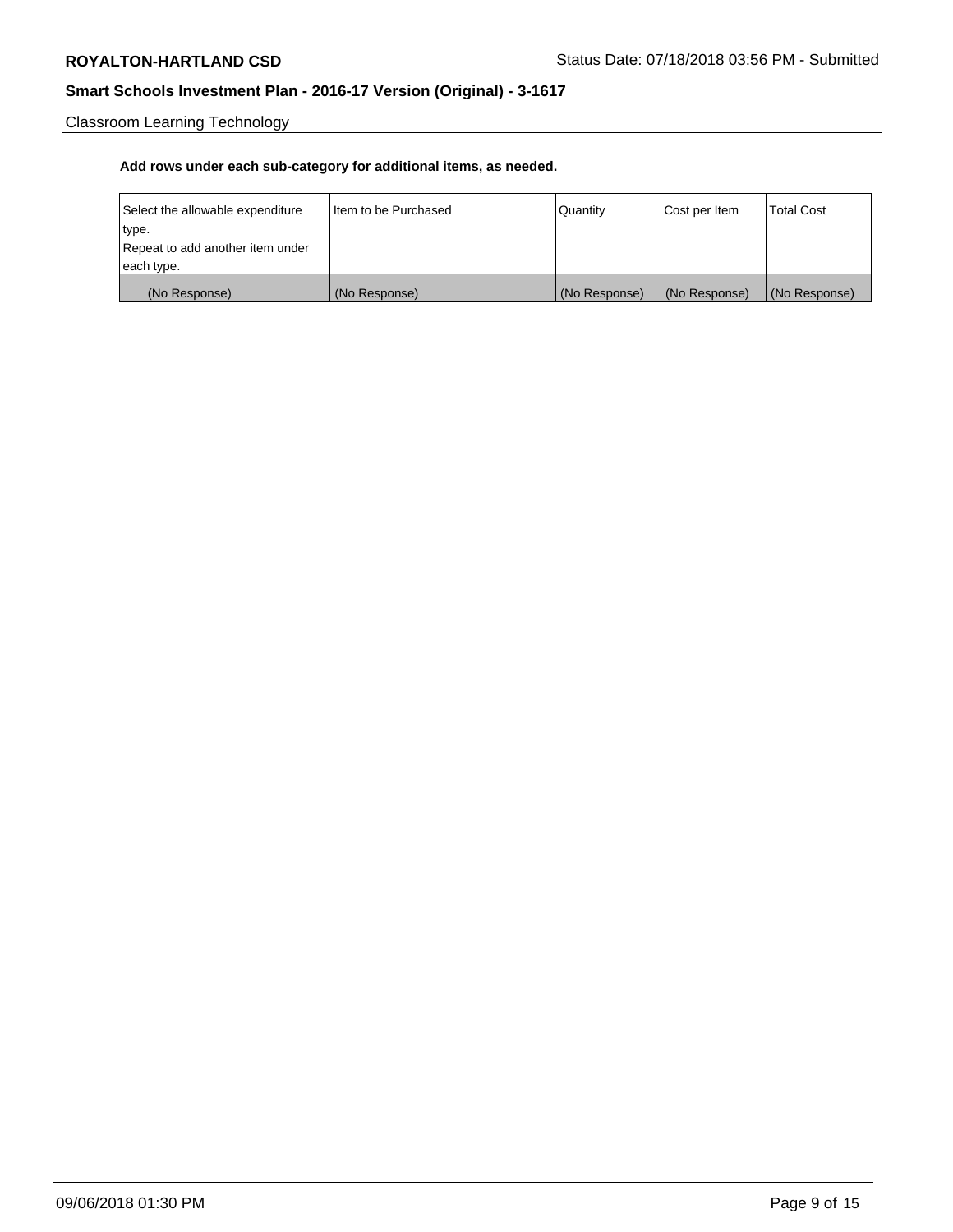Classroom Learning Technology

**Add rows under each sub-category for additional items, as needed.**

| Select the allowable expenditure type. Repeat to add another item under each type. | Item to be Purchased | Quantity | Cost per Item | Total Cost |
|---|---|---|---|---|
| (No Response) | (No Response) | (No Response) | (No Response) | (No Response) |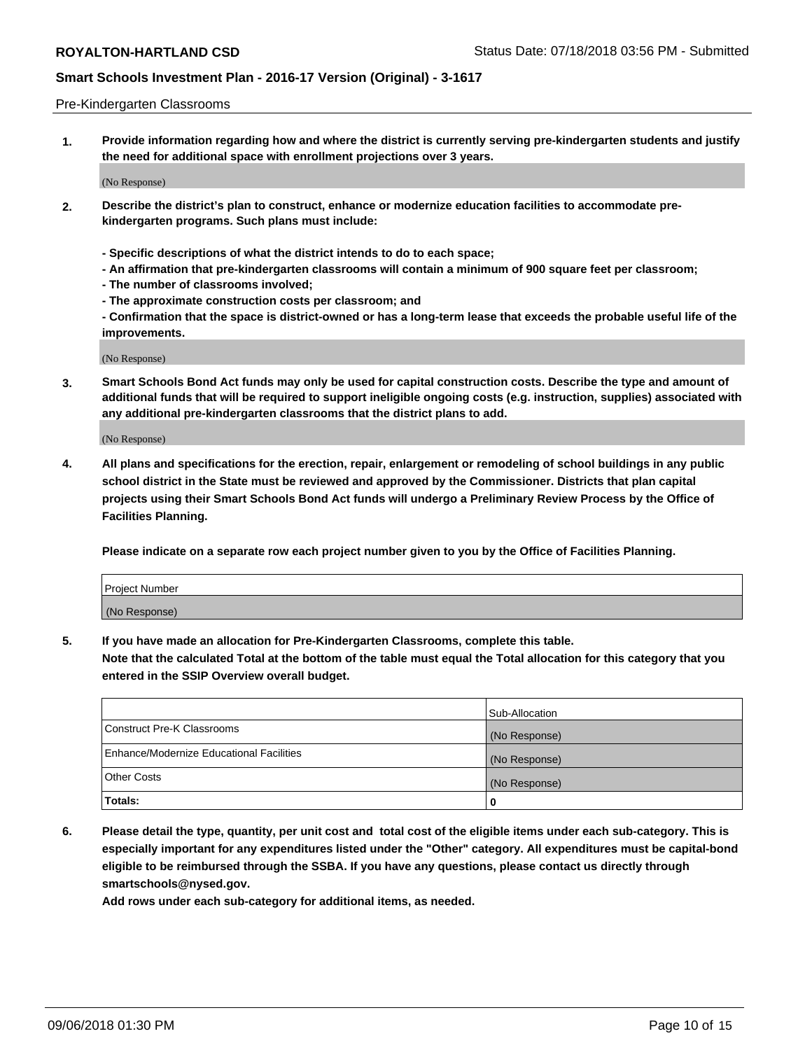Pre-Kindergarten Classrooms

**1. Provide information regarding how and where the district is currently serving pre-kindergarten students and justify the need for additional space with enrollment projections over 3 years.**

(No Response)

**2. Describe the district's plan to construct, enhance or modernize education facilities to accommodate pre-kindergarten programs. Such plans must include:**

**- Specific descriptions of what the district intends to do to each space;**
**- An affirmation that pre-kindergarten classrooms will contain a minimum of 900 square feet per classroom;**
**- The number of classrooms involved;**
**- The approximate construction costs per classroom; and**
**- Confirmation that the space is district-owned or has a long-term lease that exceeds the probable useful life of the improvements.**

(No Response)

**3. Smart Schools Bond Act funds may only be used for capital construction costs. Describe the type and amount of additional funds that will be required to support ineligible ongoing costs (e.g. instruction, supplies) associated with any additional pre-kindergarten classrooms that the district plans to add.**

(No Response)

**4. All plans and specifications for the erection, repair, enlargement or remodeling of school buildings in any public school district in the State must be reviewed and approved by the Commissioner. Districts that plan capital projects using their Smart Schools Bond Act funds will undergo a Preliminary Review Process by the Office of Facilities Planning.**

**Please indicate on a separate row each project number given to you by the Office of Facilities Planning.**

| Project Number |
| --- |
| (No Response) |

**5. If you have made an allocation for Pre-Kindergarten Classrooms, complete this table.**
**Note that the calculated Total at the bottom of the table must equal the Total allocation for this category that you entered in the SSIP Overview overall budget.**

| | Sub-Allocation |
| --- | --- |
| Construct Pre-K Classrooms | (No Response) |
| Enhance/Modernize Educational Facilities | (No Response) |
| Other Costs | (No Response) |
| **Totals:** | **0** |

**6. Please detail the type, quantity, per unit cost and total cost of the eligible items under each sub-category. This is especially important for any expenditures listed under the "Other" category. All expenditures must be capital-bond eligible to be reimbursed through the SSBA. If you have any questions, please contact us directly through smartschools@nysed.gov.**
**Add rows under each sub-category for additional items, as needed.**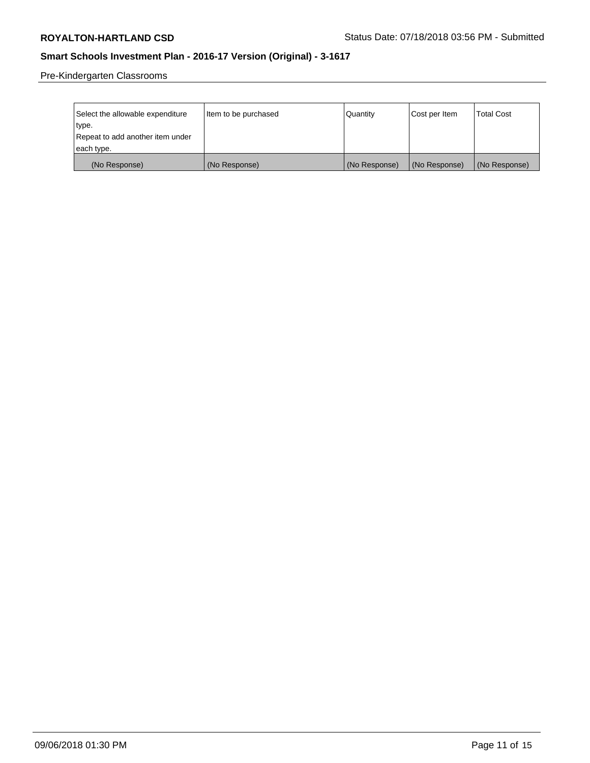Pre-Kindergarten Classrooms

| Select the allowable expenditure type. Repeat to add another item under each type. | Item to be purchased | Quantity | Cost per Item | Total Cost |
| --- | --- | --- | --- | --- |
| (No Response) | (No Response) | (No Response) | (No Response) | (No Response) |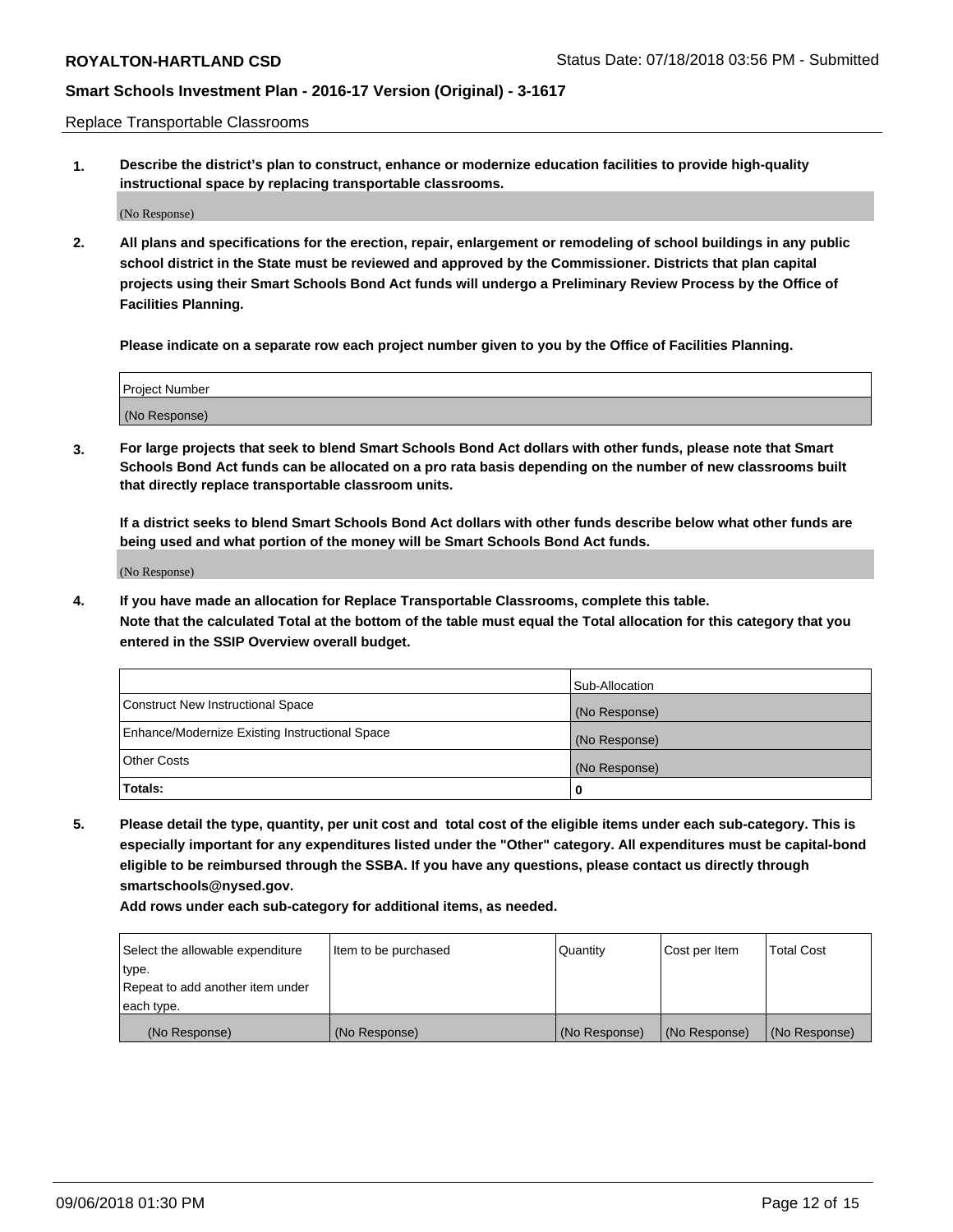Replace Transportable Classrooms

**1. Describe the district's plan to construct, enhance or modernize education facilities to provide high-quality instructional space by replacing transportable classrooms.**

(No Response)

**2. All plans and specifications for the erection, repair, enlargement or remodeling of school buildings in any public school district in the State must be reviewed and approved by the Commissioner. Districts that plan capital projects using their Smart Schools Bond Act funds will undergo a Preliminary Review Process by the Office of Facilities Planning.**

**Please indicate on a separate row each project number given to you by the Office of Facilities Planning.**

| Project Number |
|---|
| (No Response) |

**3. For large projects that seek to blend Smart Schools Bond Act dollars with other funds, please note that Smart Schools Bond Act funds can be allocated on a pro rata basis depending on the number of new classrooms built that directly replace transportable classroom units.**

**If a district seeks to blend Smart Schools Bond Act dollars with other funds describe below what other funds are being used and what portion of the money will be Smart Schools Bond Act funds.**

(No Response)

**4. If you have made an allocation for Replace Transportable Classrooms, complete this table. Note that the calculated Total at the bottom of the table must equal the Total allocation for this category that you entered in the SSIP Overview overall budget.**

| | Sub-Allocation |
|---|---|
| Construct New Instructional Space | (No Response) |
| Enhance/Modernize Existing Instructional Space | (No Response) |
| Other Costs | (No Response) |
| **Totals:** | **0** |

**5. Please detail the type, quantity, per unit cost and total cost of the eligible items under each sub-category. This is especially important for any expenditures listed under the "Other" category. All expenditures must be capital-bond eligible to be reimbursed through the SSBA. If you have any questions, please contact us directly through smartschools@nysed.gov.**

**Add rows under each sub-category for additional items, as needed.**

| Select the allowable expenditure type. Repeat to add another item under each type. | Item to be purchased | Quantity | Cost per Item | Total Cost |
|---|---|---|---|---|
| (No Response) | (No Response) | (No Response) | (No Response) | (No Response) |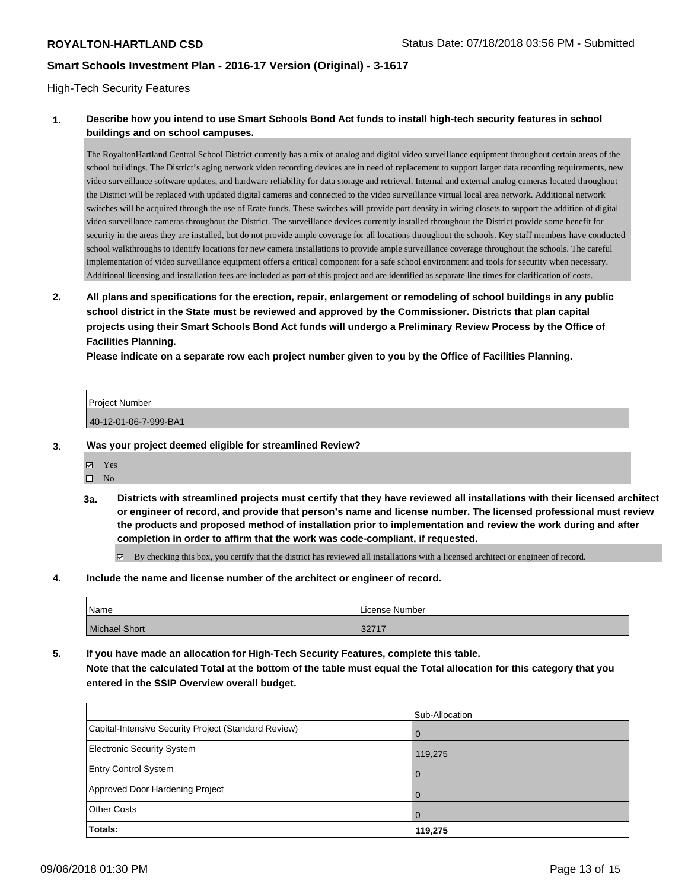High-Tech Security Features

**1. Describe how you intend to use Smart Schools Bond Act funds to install high-tech security features in school buildings and on school campuses.**

The RoyaltonHartland Central School District currently has a mix of analog and digital video surveillance equipment throughout certain areas of the school buildings. The District's aging network video recording devices are in need of replacement to support larger data recording requirements, new video surveillance software updates, and hardware reliability for data storage and retrieval. Internal and external analog cameras located throughout the District will be replaced with updated digital cameras and connected to the video surveillance virtual local area network. Additional network switches will be acquired through the use of Erate funds. These switches will provide port density in wiring closets to support the addition of digital video surveillance cameras throughout the District. The surveillance devices currently installed throughout the District provide some benefit for security in the areas they are installed, but do not provide ample coverage for all locations throughout the schools. Key staff members have conducted school walkthroughs to identify locations for new camera installations to provide ample surveillance coverage throughout the schools. The careful implementation of video surveillance equipment offers a critical component for a safe school environment and tools for security when necessary. Additional licensing and installation fees are included as part of this project and are identified as separate line times for clarification of costs.

**2. All plans and specifications for the erection, repair, enlargement or remodeling of school buildings in any public school district in the State must be reviewed and approved by the Commissioner. Districts that plan capital projects using their Smart Schools Bond Act funds will undergo a Preliminary Review Process by the Office of Facilities Planning.**

**Please indicate on a separate row each project number given to you by the Office of Facilities Planning.**

| Project Number |
|---|
| 40-12-01-06-7-999-BA1 |

**3. Was your project deemed eligible for streamlined Review?**

☑ Yes
☐ No

**3a. Districts with streamlined projects must certify that they have reviewed all installations with their licensed architect or engineer of record, and provide that person's name and license number. The licensed professional must review the products and proposed method of installation prior to implementation and review the work during and after completion in order to affirm that the work was code-compliant, if requested.**

☑ By checking this box, you certify that the district has reviewed all installations with a licensed architect or engineer of record.

**4. Include the name and license number of the architect or engineer of record.**

| Name | License Number |
|---|---|
| Michael Short | 32717 |

**5. If you have made an allocation for High-Tech Security Features, complete this table.**
**Note that the calculated Total at the bottom of the table must equal the Total allocation for this category that you entered in the SSIP Overview overall budget.**

| | Sub-Allocation |
|---|---|
| Capital-Intensive Security Project (Standard Review) | 0 |
| Electronic Security System | 119,275 |
| Entry Control System | 0 |
| Approved Door Hardening Project | 0 |
| Other Costs | 0 |
| **Totals:** | **119,275** |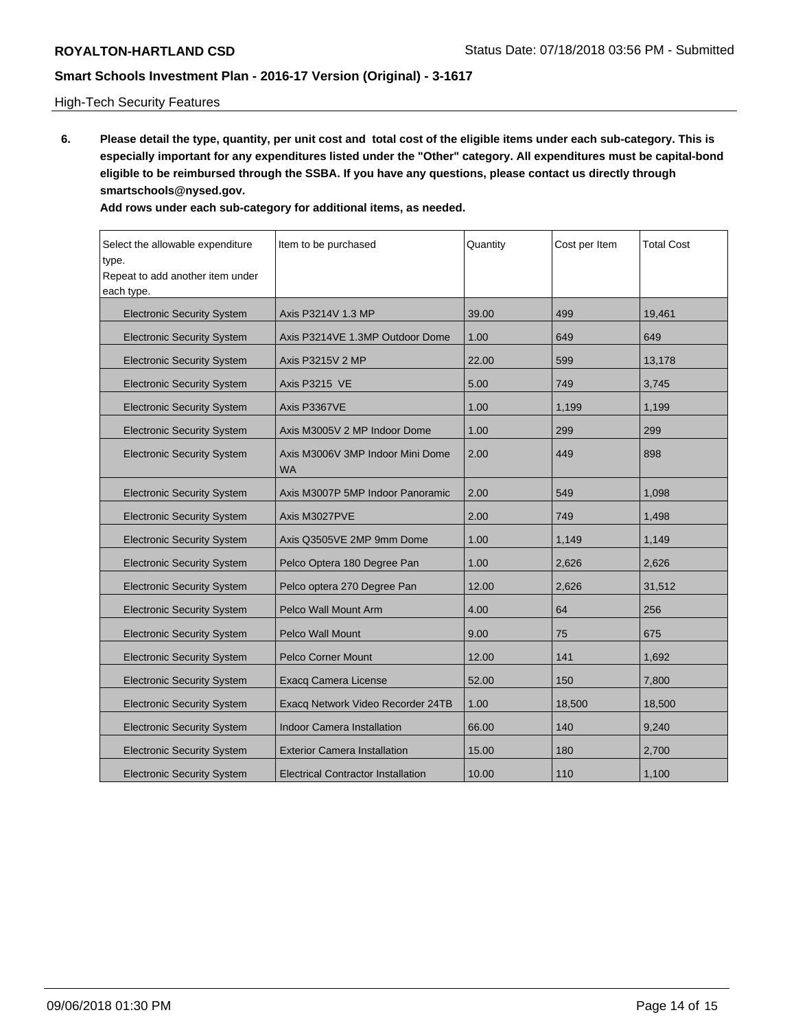High-Tech Security Features

6. **Please detail the type, quantity, per unit cost and total cost of the eligible items under each sub-category. This is especially important for any expenditures listed under the "Other" category. All expenditures must be capital-bond eligible to be reimbursed through the SSBA. If you have any questions, please contact us directly through smartschools@nysed.gov.**
   **Add rows under each sub-category for additional items, as needed.**

| Select the allowable expenditure type. Repeat to add another item under each type. | Item to be purchased | Quantity | Cost per Item | Total Cost |
|---|---|---|---|---|
| Electronic Security System | Axis P3214V 1.3 MP | 39.00 | 499 | 19,461 |
| Electronic Security System | Axis P3214VE 1.3MP Outdoor Dome | 1.00 | 649 | 649 |
| Electronic Security System | Axis P3215V 2 MP | 22.00 | 599 | 13,178 |
| Electronic Security System | Axis P3215 VE | 5.00 | 749 | 3,745 |
| Electronic Security System | Axis P3367VE | 1.00 | 1,199 | 1,199 |
| Electronic Security System | Axis M3005V 2 MP Indoor Dome | 1.00 | 299 | 299 |
| Electronic Security System | Axis M3006V 3MP Indoor Mini Dome WA | 2.00 | 449 | 898 |
| Electronic Security System | Axis M3007P 5MP Indoor Panoramic | 2.00 | 549 | 1,098 |
| Electronic Security System | Axis M3027PVE | 2.00 | 749 | 1,498 |
| Electronic Security System | Axis Q3505VE 2MP 9mm Dome | 1.00 | 1,149 | 1,149 |
| Electronic Security System | Pelco Optera 180 Degree Pan | 1.00 | 2,626 | 2,626 |
| Electronic Security System | Pelco optera 270 Degree Pan | 12.00 | 2,626 | 31,512 |
| Electronic Security System | Pelco Wall Mount Arm | 4.00 | 64 | 256 |
| Electronic Security System | Pelco Wall Mount | 9.00 | 75 | 675 |
| Electronic Security System | Pelco Corner Mount | 12.00 | 141 | 1,692 |
| Electronic Security System | Exacq Camera License | 52.00 | 150 | 7,800 |
| Electronic Security System | Exacq Network Video Recorder 24TB | 1.00 | 18,500 | 18,500 |
| Electronic Security System | Indoor Camera Installation | 66.00 | 140 | 9,240 |
| Electronic Security System | Exterior Camera Installation | 15.00 | 180 | 2,700 |
| Electronic Security System | Electrical Contractor Installation | 10.00 | 110 | 1,100 |